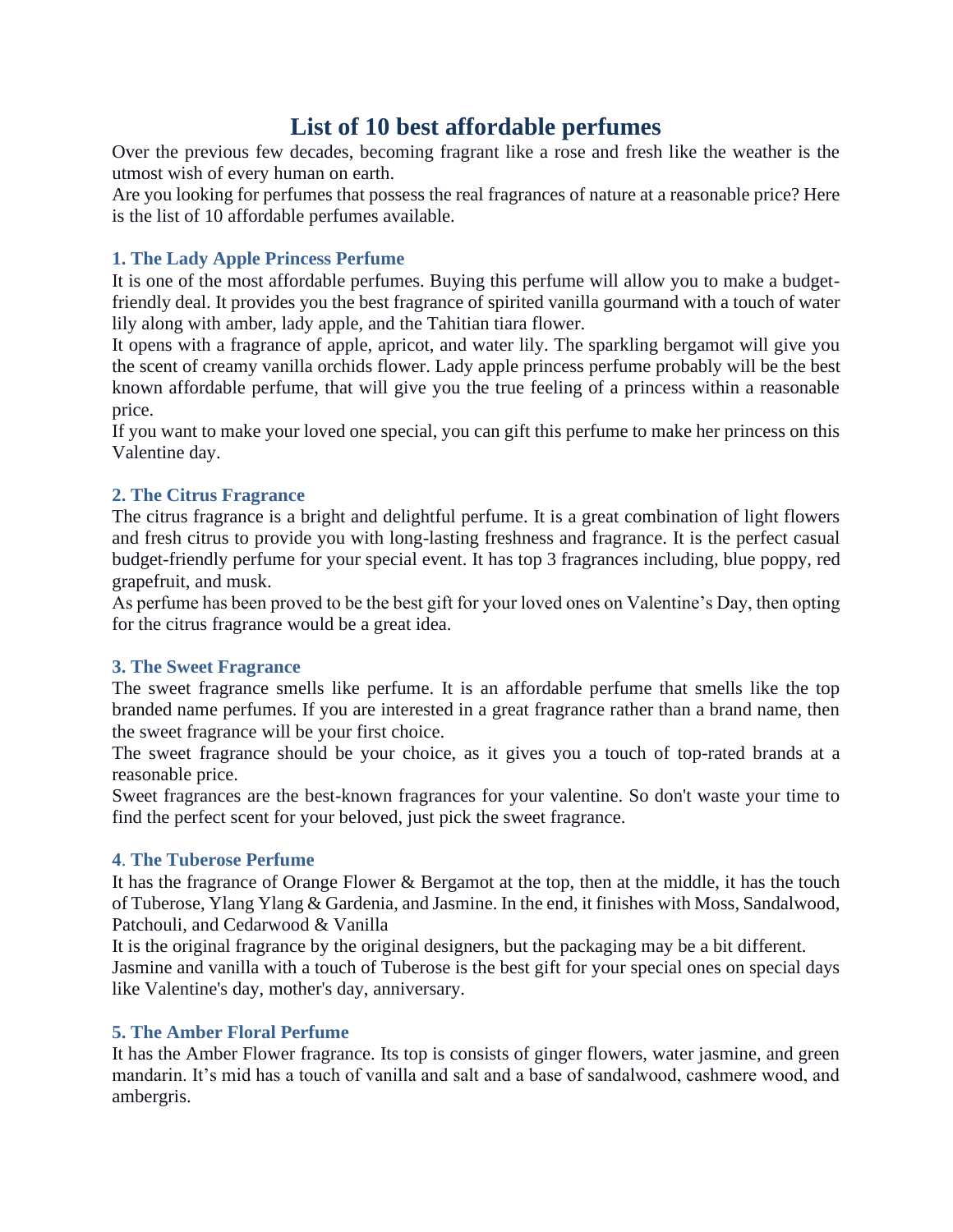# List of 10 best affordable perfumes

Over the previous few decades, becoming fragrant like a rose and fresh like the weather is the utmost wish of every human on earth.

Are you looking for perfumes that possess the real fragrances of nature at a reasonable price? Here is the list of 10 affordable perfumes available.

### 1. The Lady Apple Princess Perfume

It is one of the most affordable perfumes. Buying this perfume will allow you to make a budget-friendly deal. It provides you the best fragrance of spirited vanilla gourmand with a touch of water lily along with amber, lady apple, and the Tahitian tiara flower.

It opens with a fragrance of apple, apricot, and water lily. The sparkling bergamot will give you the scent of creamy vanilla orchids flower. Lady apple princess perfume probably will be the best known affordable perfume, that will give you the true feeling of a princess within a reasonable price.

If you want to make your loved one special, you can gift this perfume to make her princess on this Valentine day.

### 2. The Citrus Fragrance

The citrus fragrance is a bright and delightful perfume. It is a great combination of light flowers and fresh citrus to provide you with long-lasting freshness and fragrance. It is the perfect casual budget-friendly perfume for your special event. It has top 3 fragrances including, blue poppy, red grapefruit, and musk.

As perfume has been proved to be the best gift for your loved ones on Valentine's Day, then opting for the citrus fragrance would be a great idea.

### 3. The Sweet Fragrance

The sweet fragrance smells like perfume. It is an affordable perfume that smells like the top branded name perfumes. If you are interested in a great fragrance rather than a brand name, then the sweet fragrance will be your first choice.

The sweet fragrance should be your choice, as it gives you a touch of top-rated brands at a reasonable price.

Sweet fragrances are the best-known fragrances for your valentine. So don't waste your time to find the perfect scent for your beloved, just pick the sweet fragrance.

### 4. The Tuberose Perfume

It has the fragrance of Orange Flower & Bergamot at the top, then at the middle, it has the touch of Tuberose, Ylang Ylang & Gardenia, and Jasmine. In the end, it finishes with Moss, Sandalwood, Patchouli, and Cedarwood & Vanilla

It is the original fragrance by the original designers, but the packaging may be a bit different.

Jasmine and vanilla with a touch of Tuberose is the best gift for your special ones on special days like Valentine's day, mother's day, anniversary.

### 5. The Amber Floral Perfume

It has the Amber Flower fragrance. Its top is consists of ginger flowers, water jasmine, and green mandarin. It's mid has a touch of vanilla and salt and a base of sandalwood, cashmere wood, and ambergris.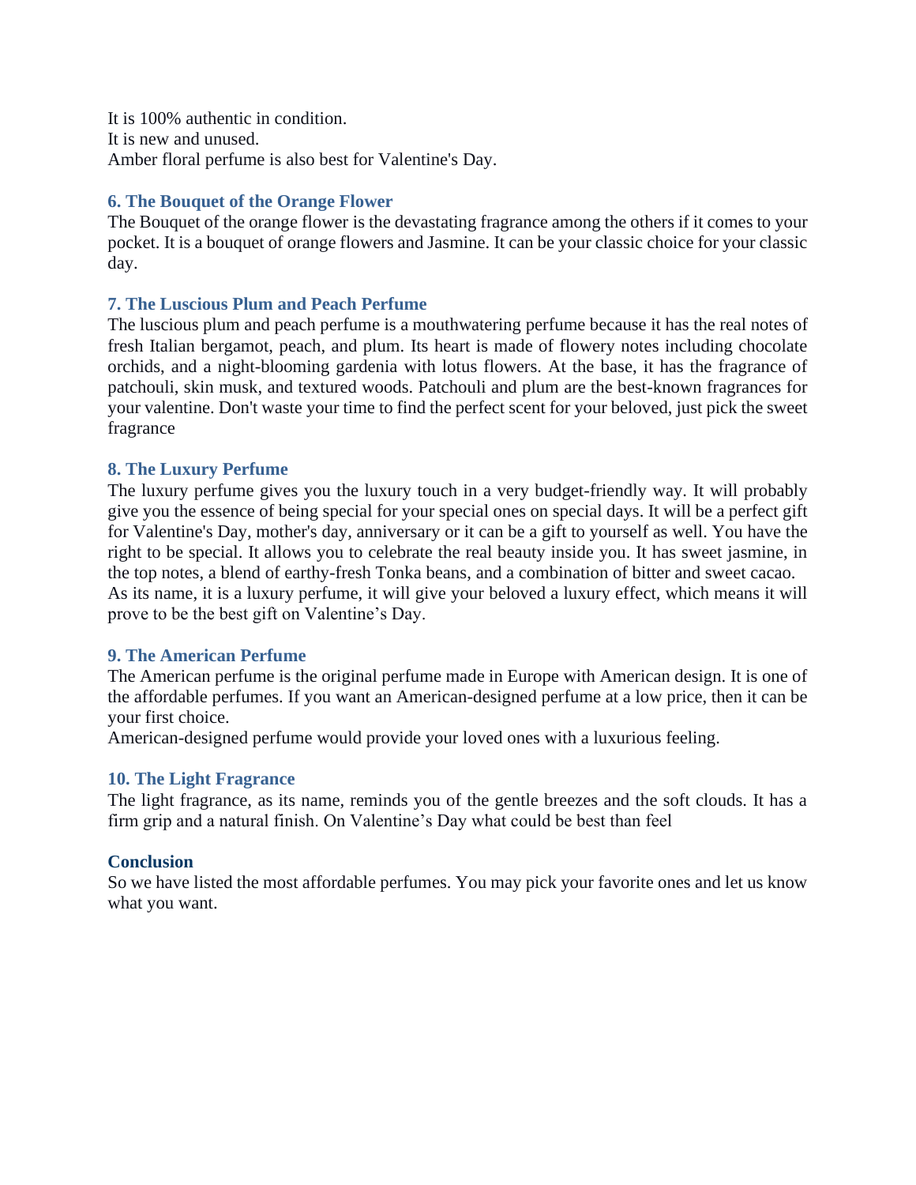It is 100% authentic in condition.
It is new and unused.
Amber floral perfume is also best for Valentine's Day.

### 6. The Bouquet of the Orange Flower

The Bouquet of the orange flower is the devastating fragrance among the others if it comes to your pocket. It is a bouquet of orange flowers and Jasmine. It can be your classic choice for your classic day.

### 7. The Luscious Plum and Peach Perfume

The luscious plum and peach perfume is a mouthwatering perfume because it has the real notes of fresh Italian bergamot, peach, and plum. Its heart is made of flowery notes including chocolate orchids, and a night-blooming gardenia with lotus flowers. At the base, it has the fragrance of patchouli, skin musk, and textured woods. Patchouli and plum are the best-known fragrances for your valentine. Don't waste your time to find the perfect scent for your beloved, just pick the sweet fragrance

### 8. The Luxury Perfume

The luxury perfume gives you the luxury touch in a very budget-friendly way. It will probably give you the essence of being special for your special ones on special days. It will be a perfect gift for Valentine's Day, mother's day, anniversary or it can be a gift to yourself as well. You have the right to be special. It allows you to celebrate the real beauty inside you. It has sweet jasmine, in the top notes, a blend of earthy-fresh Tonka beans, and a combination of bitter and sweet cacao.
As its name, it is a luxury perfume, it will give your beloved a luxury effect, which means it will prove to be the best gift on Valentine's Day.

### 9. The American Perfume

The American perfume is the original perfume made in Europe with American design. It is one of the affordable perfumes. If you want an American-designed perfume at a low price, then it can be your first choice.
American-designed perfume would provide your loved ones with a luxurious feeling.

### 10. The Light Fragrance

The light fragrance, as its name, reminds you of the gentle breezes and the soft clouds. It has a firm grip and a natural finish. On Valentine's Day what could be best than feel

### Conclusion

So we have listed the most affordable perfumes. You may pick your favorite ones and let us know what you want.